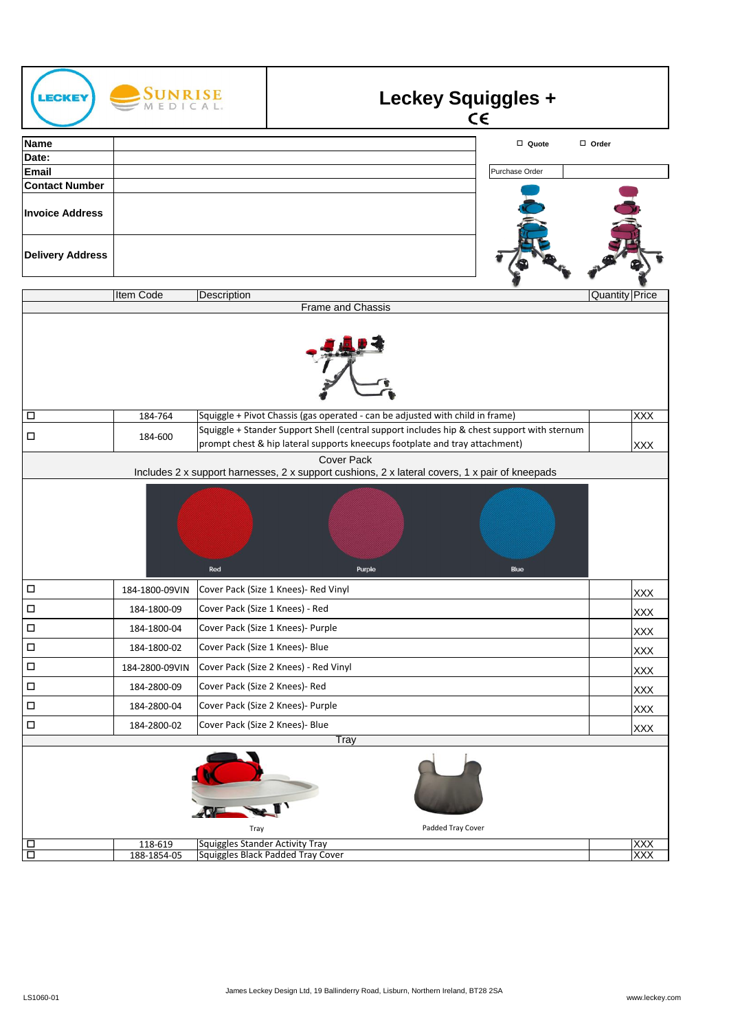# Leckey Squiggles +

CE

| Name | |
|---|---|
| Date: | |
| Email | |
| Contact Number | |
| Invoice Address | |
| Delivery Address | |

☐ Quote ☐ Order

Purchase Order

| | Item Code | Description | Quantity | Price |
|---|---|---|---|---|
| **Frame and Chassis** | | | | |
| ☐ | 184-764 | Squiggle + Pivot Chassis (gas operated - can be adjusted with child in frame) | | XXX |
| ☐ | 184-600 | Squiggle + Stander Support Shell (central support includes hip & chest support with sternum prompt chest & hip lateral supports kneecups footplate and tray attachment) | | XXX |
| **Cover Pack** Includes 2 x support harnesses, 2 x support cushions, 2 x lateral covers, 1 x pair of kneepads | | | | |
| ☐ | 184-1800-09VIN | Cover Pack (Size 1 Knees)- Red Vinyl | | XXX |
| ☐ | 184-1800-09 | Cover Pack (Size 1 Knees) - Red | | XXX |
| ☐ | 184-1800-04 | Cover Pack (Size 1 Knees)- Purple | | XXX |
| ☐ | 184-1800-02 | Cover Pack (Size 1 Knees)- Blue | | XXX |
| ☐ | 184-2800-09VIN | Cover Pack (Size 2 Knees) - Red Vinyl | | XXX |
| ☐ | 184-2800-09 | Cover Pack (Size 2 Knees)- Red | | XXX |
| ☐ | 184-2800-04 | Cover Pack (Size 2 Knees)- Purple | | XXX |
| ☐ | 184-2800-02 | Cover Pack (Size 2 Knees)- Blue | | XXX |
| **Tray** | | | | |
| ☐ | 118-619 | Squiggles Stander Activity Tray | | XXX |
| ☐ | 188-1854-05 | Squiggles Black Padded Tray Cover | | XXX |

Red Purple Blue

Tray Padded Tray Cover

LS1060-01

James Leckey Design Ltd, 19 Ballinderry Road, Lisburn, Northern Ireland, BT28 2SA

www.leckey.com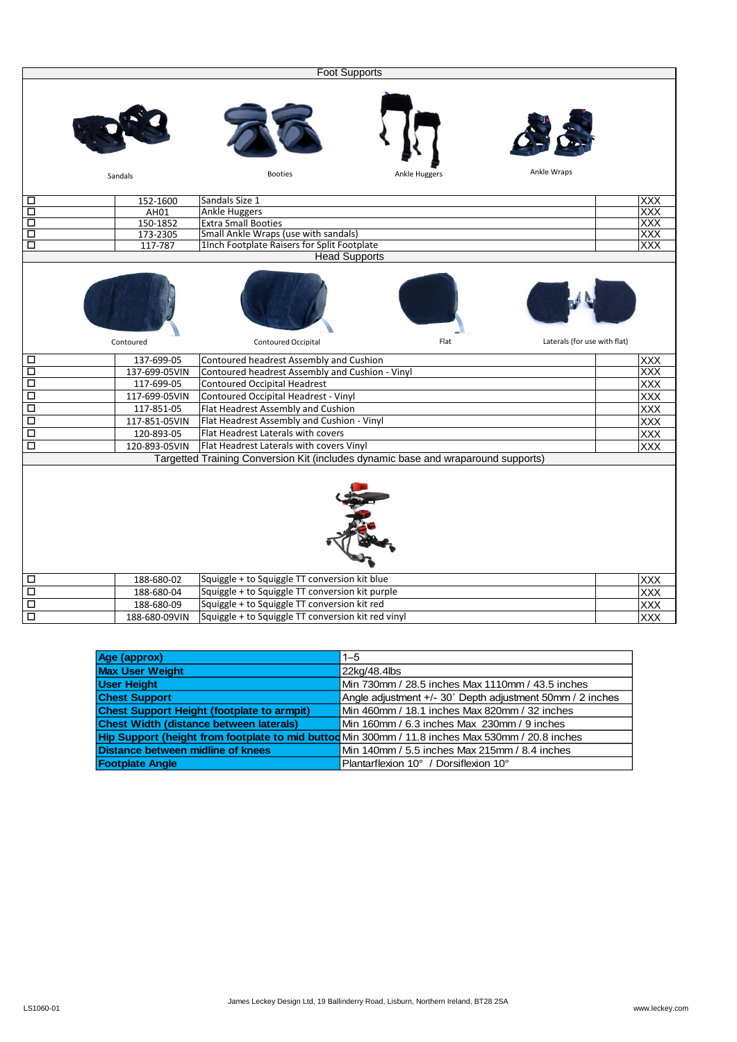## Foot Supports

Sandals | Booties | Ankle Huggers | Ankle Wraps

| | | | | |
|---|---|---|---|---|
| ☐ | 152-1600 | Sandals Size 1 | | XXX |
| ☐ | AH01 | Ankle Huggers | | XXX |
| ☐ | 150-1852 | Extra Small Booties | | XXX |
| ☐ | 173-2305 | Small Ankle Wraps (use with sandals) | | XXX |
| ☐ | 117-787 | 1Inch Footplate Raisers for Split Footplate | | XXX |

## Head Supports

Contoured | Contoured Occipital | Flat | Laterals (for use with flat)

| | | | | |
|---|---|---|---|---|
| ☐ | 137-699-05 | Contoured headrest Assembly and Cushion | | XXX |
| ☐ | 137-699-05VIN | Contoured headrest Assembly and Cushion - Vinyl | | XXX |
| ☐ | 117-699-05 | Contoured Occipital Headrest | | XXX |
| ☐ | 117-699-05VIN | Contoured Occipital Headrest - Vinyl | | XXX |
| ☐ | 117-851-05 | Flat Headrest Assembly and Cushion | | XXX |
| ☐ | 117-851-05VIN | Flat Headrest Assembly and Cushion - Vinyl | | XXX |
| ☐ | 120-893-05 | Flat Headrest Laterals with covers | | XXX |
| ☐ | 120-893-05VIN | Flat Headrest Laterals with covers Vinyl | | XXX |

## Targetted Training Conversion Kit (includes dynamic base and wraparound supports)

| | | | | |
|---|---|---|---|---|
| ☐ | 188-680-02 | Squiggle + to Squiggle TT conversion kit blue | | XXX |
| ☐ | 188-680-04 | Squiggle + to Squiggle TT conversion kit purple | | XXX |
| ☐ | 188-680-09 | Squiggle + to Squiggle TT conversion kit red | | XXX |
| ☐ | 188-680-09VIN | Squiggle + to Squiggle TT conversion kit red vinyl | | XXX |

| | |
|---|---|
| **Age (approx)** | 1–5 |
| **Max User Weight** | 22kg/48.4lbs |
| **User Height** | Min 730mm / 28.5 inches Max 1110mm / 43.5 inches |
| **Chest Support** | Angle adjustment +/- 30˚ Depth adjustment 50mm / 2 inches |
| **Chest Support Height (footplate to armpit)** | Min 460mm / 18.1 inches Max 820mm / 32 inches |
| **Chest Width (distance between laterals)** | Min 160mm / 6.3 inches Max 230mm / 9 inches |
| **Hip Support (height from footplate to mid buttoc** | Min 300mm / 11.8 inches Max 530mm / 20.8 inches |
| **Distance between midline of knees** | Min 140mm / 5.5 inches Max 215mm / 8.4 inches |
| **Footplate Angle** | Plantarflexion 10° / Dorsiflexion 10° |

LS1060-01

James Leckey Design Ltd, 19 Ballinderry Road, Lisburn, Northern Ireland, BT28 2SA

www.leckey.com